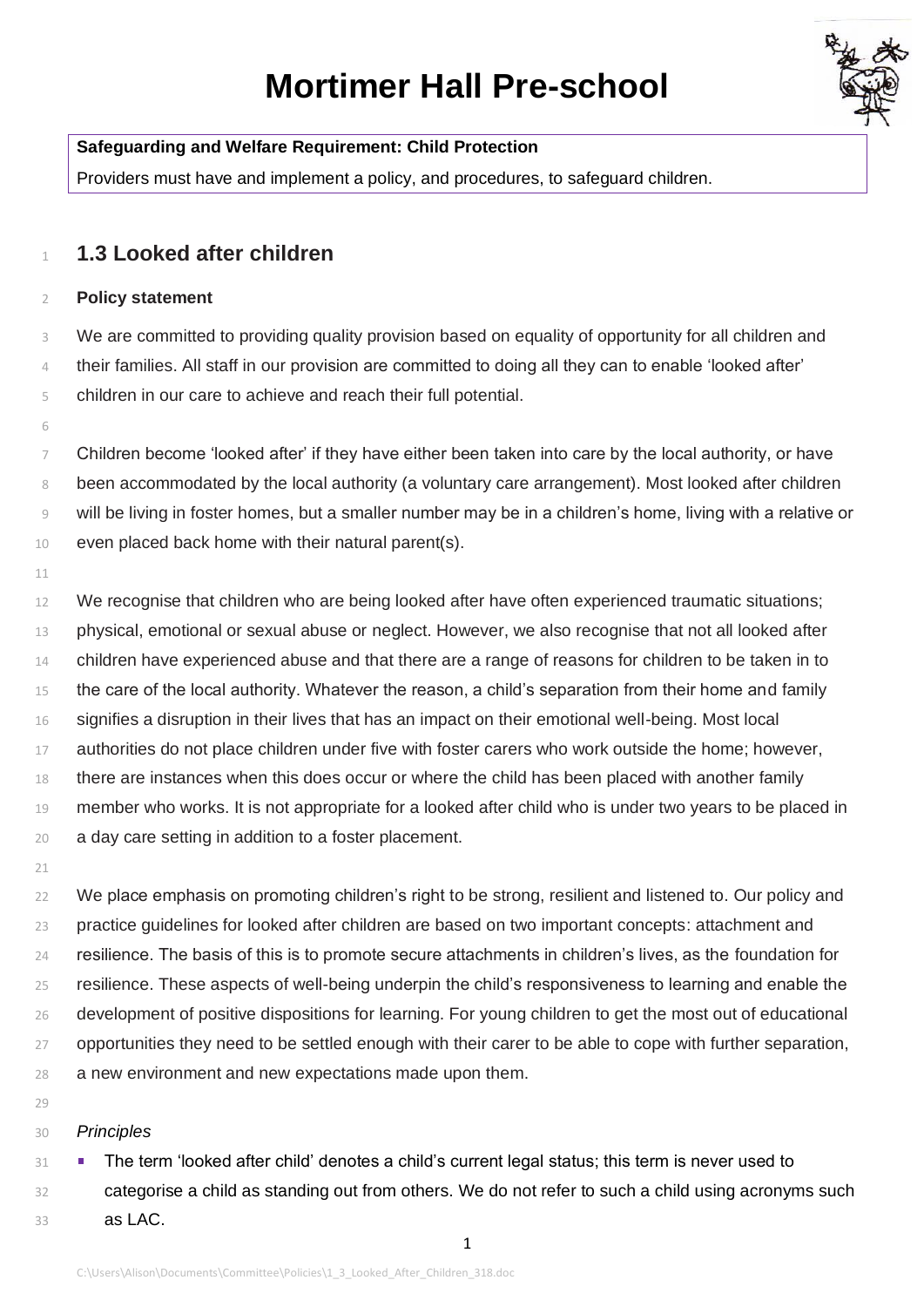# Mortimer Hall Pre-school

**Safeguarding and Welfare Requirement: Child Protection**

Providers must have and implement a policy, and procedures, to safeguard children.

## 1.3 Looked after children

**Policy statement**

We are committed to providing quality provision based on equality of opportunity for all children and their families. All staff in our provision are committed to doing all they can to enable 'looked after' children in our care to achieve and reach their full potential.

Children become 'looked after' if they have either been taken into care by the local authority, or have been accommodated by the local authority (a voluntary care arrangement). Most looked after children will be living in foster homes, but a smaller number may be in a children's home, living with a relative or even placed back home with their natural parent(s).

We recognise that children who are being looked after have often experienced traumatic situations; physical, emotional or sexual abuse or neglect. However, we also recognise that not all looked after children have experienced abuse and that there are a range of reasons for children to be taken in to the care of the local authority. Whatever the reason, a child's separation from their home and family signifies a disruption in their lives that has an impact on their emotional well-being. Most local authorities do not place children under five with foster carers who work outside the home; however, there are instances when this does occur or where the child has been placed with another family member who works. It is not appropriate for a looked after child who is under two years to be placed in a day care setting in addition to a foster placement.

We place emphasis on promoting children's right to be strong, resilient and listened to. Our policy and practice guidelines for looked after children are based on two important concepts: attachment and resilience. The basis of this is to promote secure attachments in children's lives, as the foundation for resilience. These aspects of well-being underpin the child's responsiveness to learning and enable the development of positive dispositions for learning. For young children to get the most out of educational opportunities they need to be settled enough with their carer to be able to cope with further separation, a new environment and new expectations made upon them.

*Principles*

- The term 'looked after child' denotes a child's current legal status; this term is never used to categorise a child as standing out from others. We do not refer to such a child using acronyms such as LAC.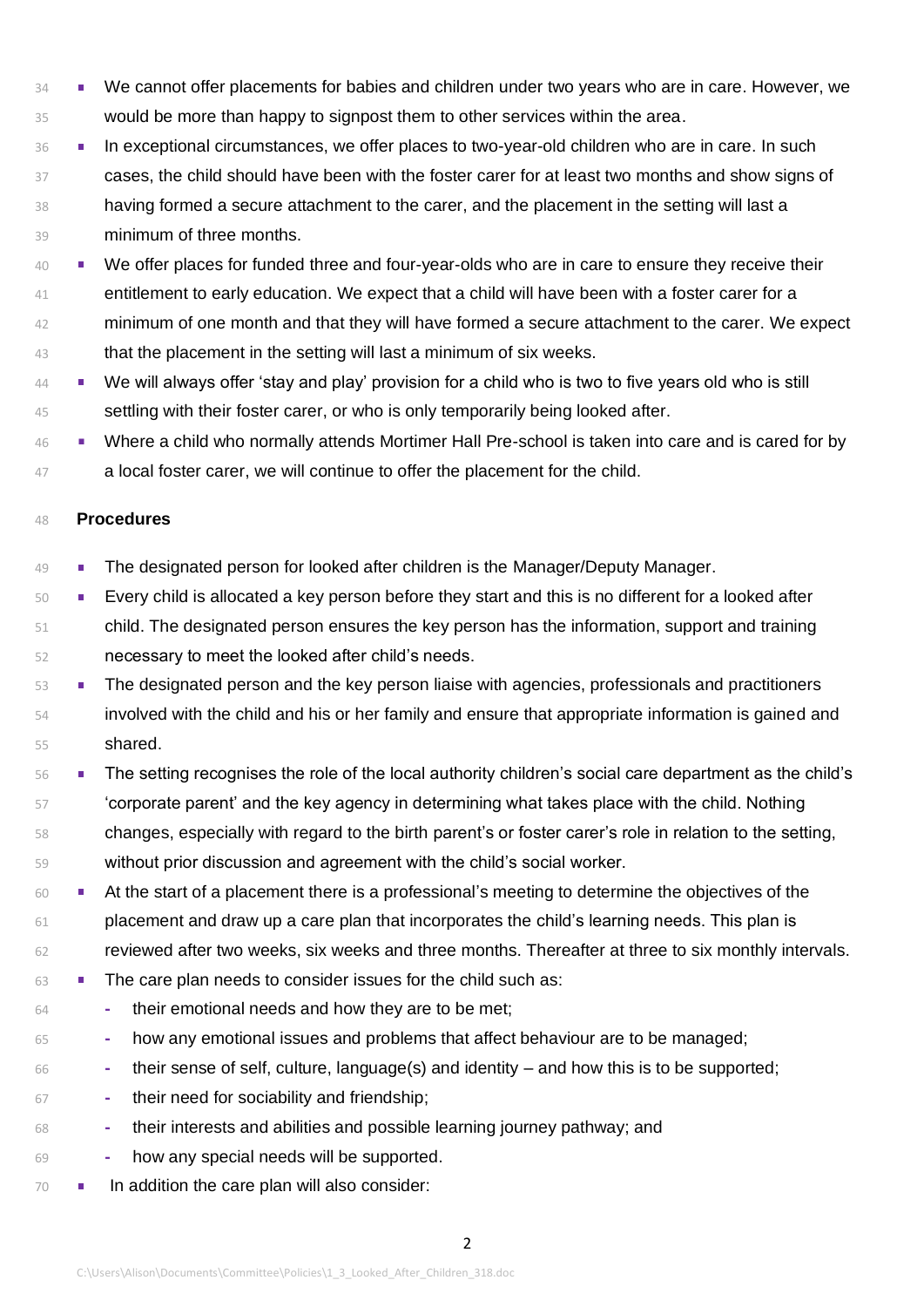- We cannot offer placements for babies and children under two years who are in care. However, we would be more than happy to signpost them to other services within the area.
- In exceptional circumstances, we offer places to two-year-old children who are in care. In such cases, the child should have been with the foster carer for at least two months and show signs of having formed a secure attachment to the carer, and the placement in the setting will last a minimum of three months.
- We offer places for funded three and four-year-olds who are in care to ensure they receive their entitlement to early education. We expect that a child will have been with a foster carer for a minimum of one month and that they will have formed a secure attachment to the carer. We expect that the placement in the setting will last a minimum of six weeks.
- We will always offer 'stay and play' provision for a child who is two to five years old who is still settling with their foster carer, or who is only temporarily being looked after.
- Where a child who normally attends Mortimer Hall Pre-school is taken into care and is cared for by a local foster carer, we will continue to offer the placement for the child.

**Procedures**

- The designated person for looked after children is the Manager/Deputy Manager.
- Every child is allocated a key person before they start and this is no different for a looked after child. The designated person ensures the key person has the information, support and training necessary to meet the looked after child's needs.
- The designated person and the key person liaise with agencies, professionals and practitioners involved with the child and his or her family and ensure that appropriate information is gained and shared.
- The setting recognises the role of the local authority children's social care department as the child's 'corporate parent' and the key agency in determining what takes place with the child. Nothing changes, especially with regard to the birth parent's or foster carer's role in relation to the setting, without prior discussion and agreement with the child's social worker.
- At the start of a placement there is a professional's meeting to determine the objectives of the placement and draw up a care plan that incorporates the child's learning needs. This plan is reviewed after two weeks, six weeks and three months. Thereafter at three to six monthly intervals.
- The care plan needs to consider issues for the child such as:
  - their emotional needs and how they are to be met;
  - how any emotional issues and problems that affect behaviour are to be managed;
  - their sense of self, culture, language(s) and identity – and how this is to be supported;
  - their need for sociability and friendship;
  - their interests and abilities and possible learning journey pathway; and
  - how any special needs will be supported.
- In addition the care plan will also consider: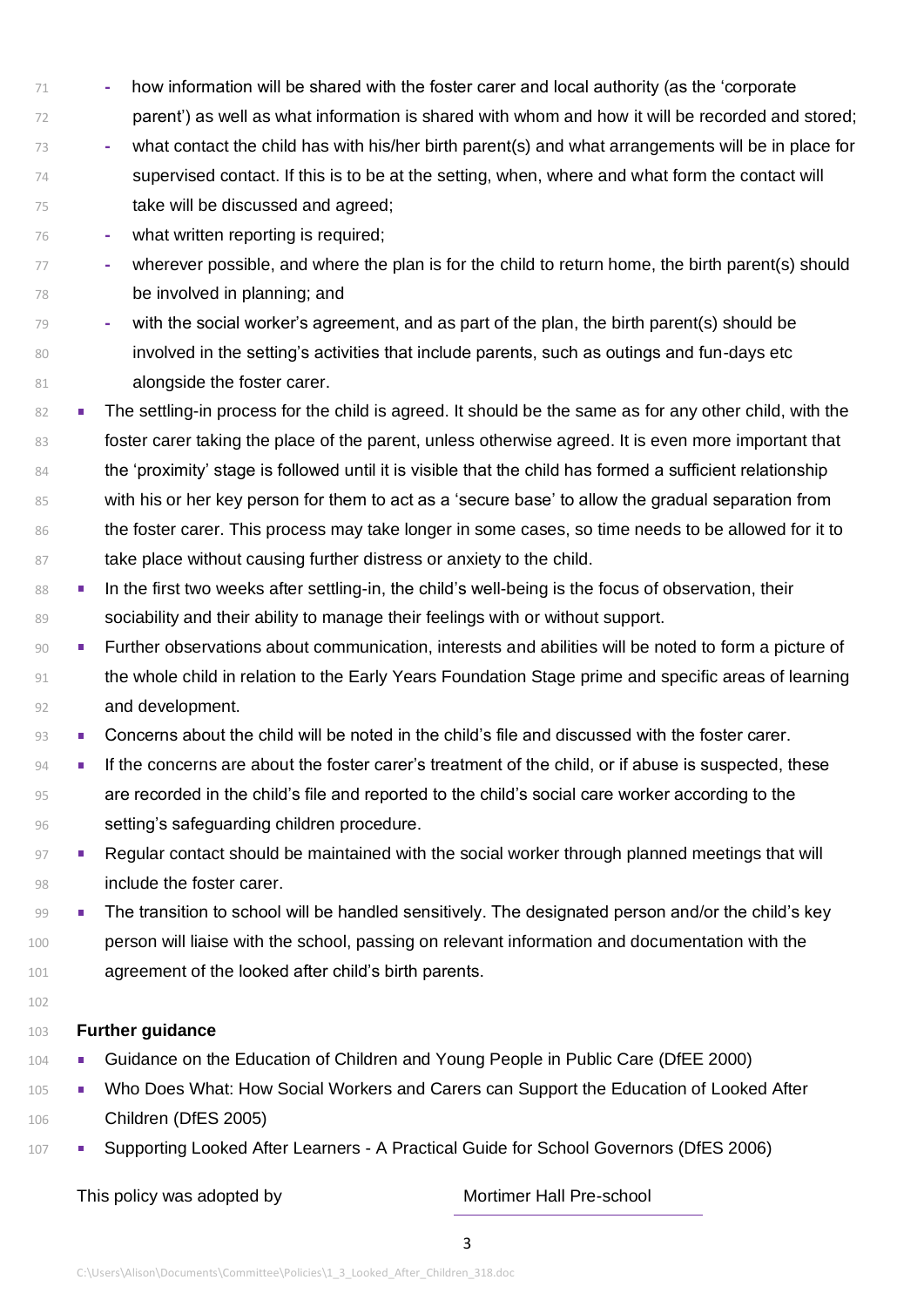- how information will be shared with the foster carer and local authority (as the 'corporate parent') as well as what information is shared with whom and how it will be recorded and stored;
  - what contact the child has with his/her birth parent(s) and what arrangements will be in place for supervised contact. If this is to be at the setting, when, where and what form the contact will take will be discussed and agreed;
  - what written reporting is required;
  - wherever possible, and where the plan is for the child to return home, the birth parent(s) should be involved in planning; and
  - with the social worker's agreement, and as part of the plan, the birth parent(s) should be involved in the setting's activities that include parents, such as outings and fun-days etc alongside the foster carer.
- The settling-in process for the child is agreed. It should be the same as for any other child, with the foster carer taking the place of the parent, unless otherwise agreed. It is even more important that the 'proximity' stage is followed until it is visible that the child has formed a sufficient relationship with his or her key person for them to act as a 'secure base' to allow the gradual separation from the foster carer. This process may take longer in some cases, so time needs to be allowed for it to take place without causing further distress or anxiety to the child.
- In the first two weeks after settling-in, the child's well-being is the focus of observation, their sociability and their ability to manage their feelings with or without support.
- Further observations about communication, interests and abilities will be noted to form a picture of the whole child in relation to the Early Years Foundation Stage prime and specific areas of learning and development.
- Concerns about the child will be noted in the child's file and discussed with the foster carer.
- If the concerns are about the foster carer's treatment of the child, or if abuse is suspected, these are recorded in the child's file and reported to the child's social care worker according to the setting's safeguarding children procedure.
- Regular contact should be maintained with the social worker through planned meetings that will include the foster carer.
- The transition to school will be handled sensitively. The designated person and/or the child's key person will liaise with the school, passing on relevant information and documentation with the agreement of the looked after child's birth parents.

**Further guidance**

- Guidance on the Education of Children and Young People in Public Care (DfEE 2000)
- Who Does What: How Social Workers and Carers can Support the Education of Looked After Children (DfES 2005)
- Supporting Looked After Learners - A Practical Guide for School Governors (DfES 2006)

This policy was adopted by Mortimer Hall Pre-school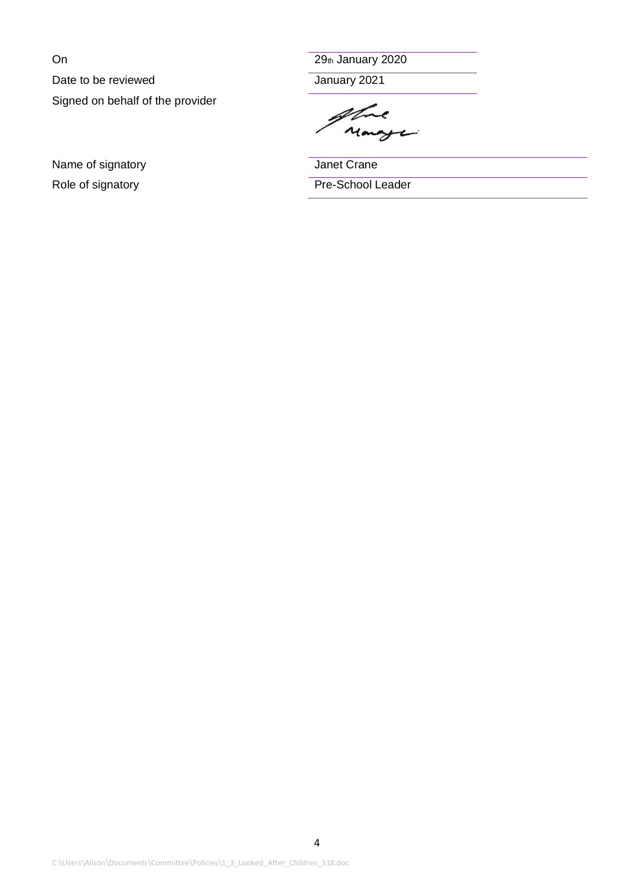| | |
|---|---|
| On | 29th January 2020 |
| Date to be reviewed | January 2021 |
| Signed on behalf of the provider | |
| Name of signatory | Janet Crane |
| Role of signatory | Pre-School Leader |

C:\Users\Alison\Documents\Committee\Policies\1_3_Looked_After_Children_318.doc